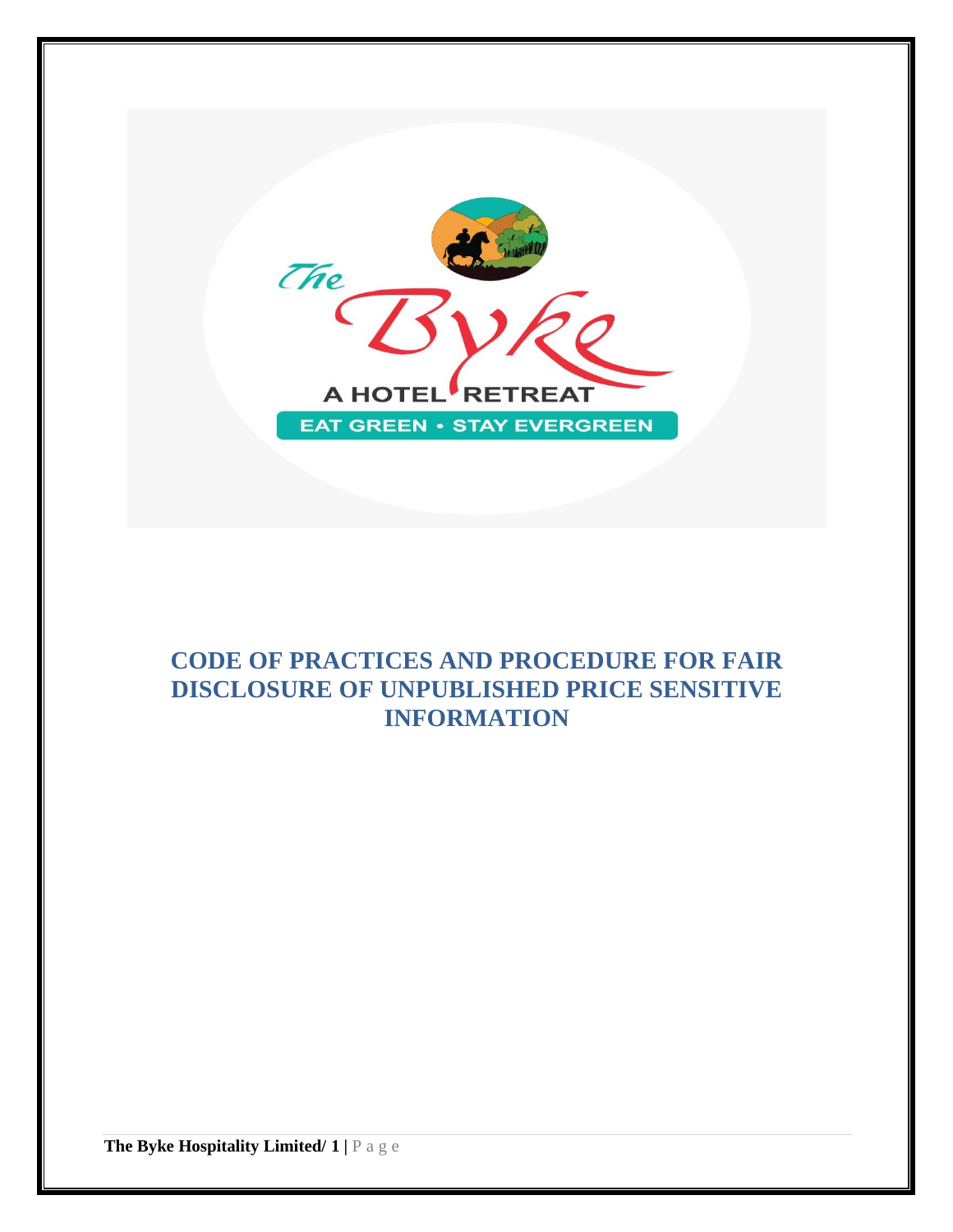# CODE OF PRACTICES AND PROCEDURE FOR FAIR DISCLOSURE OF UNPUBLISHED PRICE SENSITIVE INFORMATION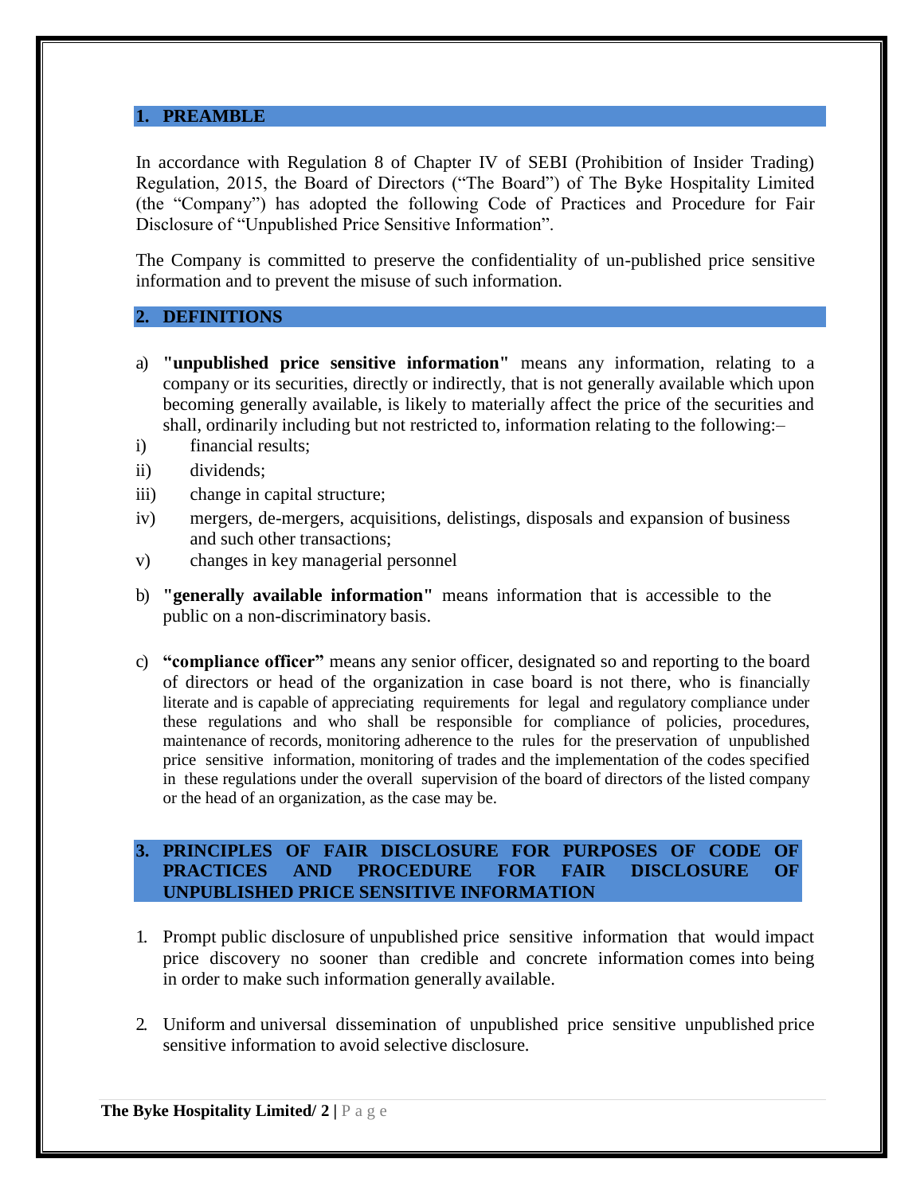## 1. PREAMBLE

In accordance with Regulation 8 of Chapter IV of SEBI (Prohibition of Insider Trading) Regulation, 2015, the Board of Directors ("The Board") of The Byke Hospitality Limited (the "Company") has adopted the following Code of Practices and Procedure for Fair Disclosure of "Unpublished Price Sensitive Information".

The Company is committed to preserve the confidentiality of un-published price sensitive information and to prevent the misuse of such information.

## 2. DEFINITIONS

a) **"unpublished price sensitive information"** means any information, relating to a company or its securities, directly or indirectly, that is not generally available which upon becoming generally available, is likely to materially affect the price of the securities and shall, ordinarily including but not restricted to, information relating to the following:–

i) financial results;

ii) dividends;

iii) change in capital structure;

iv) mergers, de-mergers, acquisitions, delistings, disposals and expansion of business and such other transactions;

v) changes in key managerial personnel

b) **"generally available information"** means information that is accessible to the public on a non-discriminatory basis.

c) **"compliance officer"** means any senior officer, designated so and reporting to the board of directors or head of the organization in case board is not there, who is financially literate and is capable of appreciating requirements for legal and regulatory compliance under these regulations and who shall be responsible for compliance of policies, procedures, maintenance of records, monitoring adherence to the rules for the preservation of unpublished price sensitive information, monitoring of trades and the implementation of the codes specified in these regulations under the overall supervision of the board of directors of the listed company or the head of an organization, as the case may be.

## 3. PRINCIPLES OF FAIR DISCLOSURE FOR PURPOSES OF CODE OF PRACTICES AND PROCEDURE FOR FAIR DISCLOSURE OF UNPUBLISHED PRICE SENSITIVE INFORMATION

1. Prompt public disclosure of unpublished price sensitive information that would impact price discovery no sooner than credible and concrete information comes into being in order to make such information generally available.

2. Uniform and universal dissemination of unpublished price sensitive unpublished price sensitive information to avoid selective disclosure.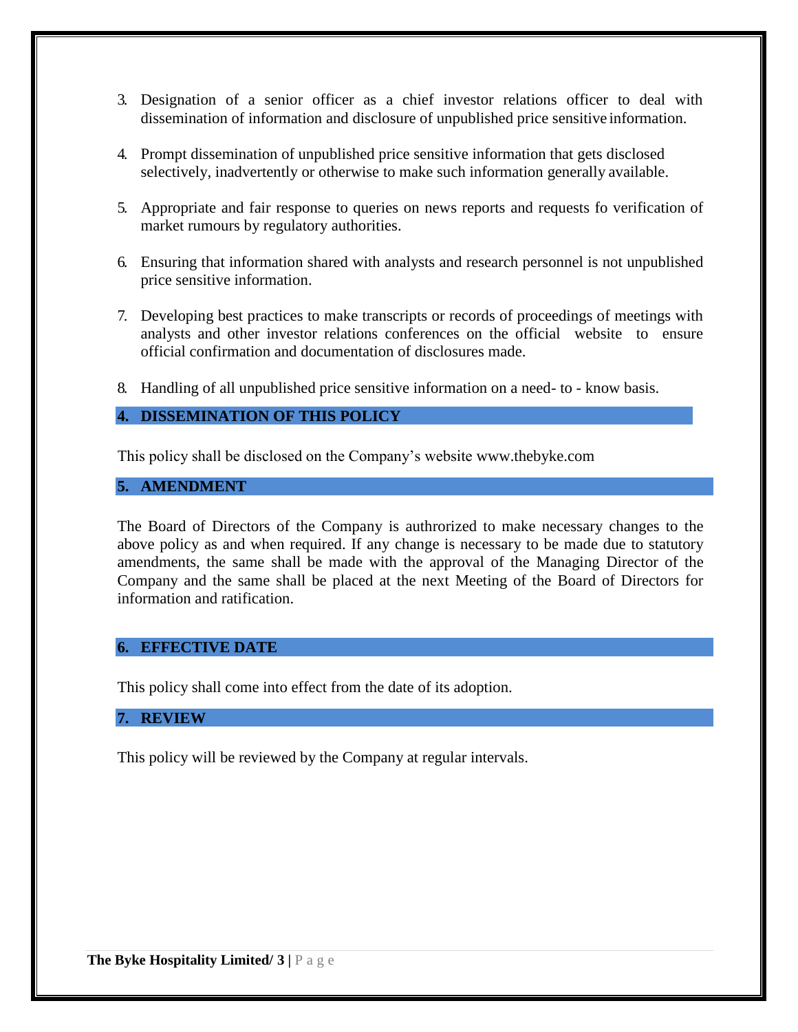3. Designation of a senior officer as a chief investor relations officer to deal with dissemination of information and disclosure of unpublished price sensitive information.

4. Prompt dissemination of unpublished price sensitive information that gets disclosed selectively, inadvertently or otherwise to make such information generally available.

5. Appropriate and fair response to queries on news reports and requests fo verification of market rumours by regulatory authorities.

6. Ensuring that information shared with analysts and research personnel is not unpublished price sensitive information.

7. Developing best practices to make transcripts or records of proceedings of meetings with analysts and other investor relations conferences on the official website to ensure official confirmation and documentation of disclosures made.

8. Handling of all unpublished price sensitive information on a need- to - know basis.

## 4. DISSEMINATION OF THIS POLICY

This policy shall be disclosed on the Company's website www.thebyke.com

## 5. AMENDMENT

The Board of Directors of the Company is authrorized to make necessary changes to the above policy as and when required. If any change is necessary to be made due to statutory amendments, the same shall be made with the approval of the Managing Director of the Company and the same shall be placed at the next Meeting of the Board of Directors for information and ratification.

## 6. EFFECTIVE DATE

This policy shall come into effect from the date of its adoption.

## 7. REVIEW

This policy will be reviewed by the Company at regular intervals.